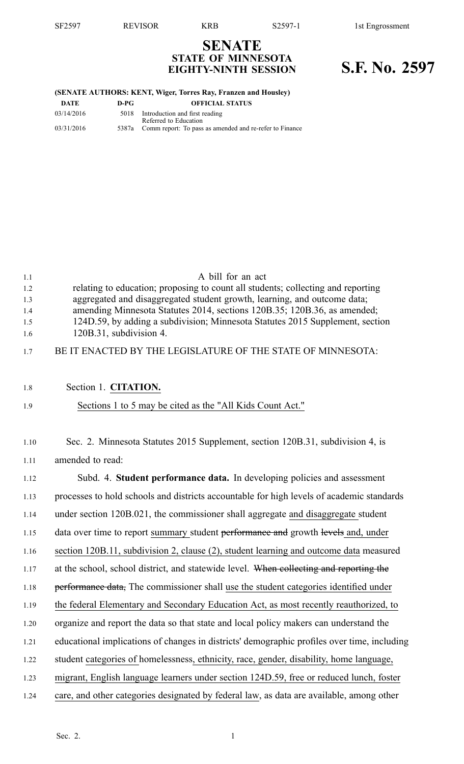# SENATE
## STATE OF MINNESOTA
## EIGHTY-NINTH SESSION

# S.F. No. 2597

**(SENATE AUTHORS: KENT, Wiger, Torres Ray, Franzen and Housley)**

| DATE | D-PG | OFFICIAL STATUS |
|---|---|---|
| 03/14/2016 | 5018 | Introduction and first reading<br>Referred to Education |
| 03/31/2016 | 5387a | Comm report: To pass as amended and re-refer to Finance |

A bill for an act
relating to education; proposing to count all students; collecting and reporting aggregated and disaggregated student growth, learning, and outcome data; amending Minnesota Statutes 2014, sections 120B.35; 120B.36, as amended; 124D.59, by adding a subdivision; Minnesota Statutes 2015 Supplement, section 120B.31, subdivision 4.

BE IT ENACTED BY THE LEGISLATURE OF THE STATE OF MINNESOTA:

Section 1. **CITATION.**

Sections 1 to 5 may be cited as the "All Kids Count Act."

Sec. 2. Minnesota Statutes 2015 Supplement, section 120B.31, subdivision 4, is amended to read:

Subd. 4. **Student performance data.** In developing policies and assessment processes to hold schools and districts accountable for high levels of academic standards under section 120B.021, the commissioner shall aggregate and disaggregate student data over time to report summary student ~~performance and~~ growth ~~levels~~ and, under section 120B.11, subdivision 2, clause (2), student learning and outcome data measured at the school, school district, and statewide level. ~~When collecting and reporting the performance data,~~ The commissioner shall use the student categories identified under the federal Elementary and Secondary Education Act, as most recently reauthorized, to organize and report the data so that state and local policy makers can understand the educational implications of changes in districts' demographic profiles over time, including student categories of homelessness, ethnicity, race, gender, disability, home language, migrant, English language learners under section 124D.59, free or reduced lunch, foster care, and other categories designated by federal law, as data are available, among other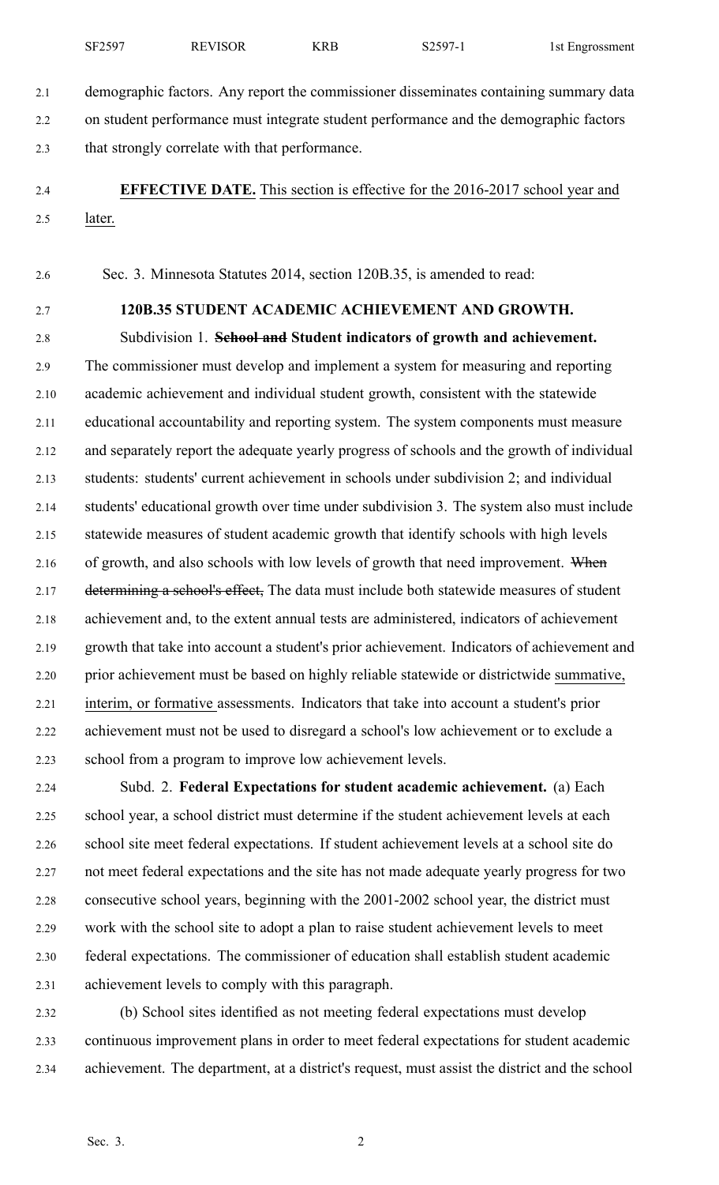demographic factors. Any report the commissioner disseminates containing summary data on student performance must integrate student performance and the demographic factors that strongly correlate with that performance.

**EFFECTIVE DATE.** This section is effective for the 2016-2017 school year and later.

Sec. 3. Minnesota Statutes 2014, section 120B.35, is amended to read:

**120B.35 STUDENT ACADEMIC ACHIEVEMENT AND GROWTH.**

Subdivision 1. ~~**School and**~~ **Student indicators of growth and achievement.** The commissioner must develop and implement a system for measuring and reporting academic achievement and individual student growth, consistent with the statewide educational accountability and reporting system. The system components must measure and separately report the adequate yearly progress of schools and the growth of individual students: students' current achievement in schools under subdivision 2; and individual students' educational growth over time under subdivision 3. The system also must include statewide measures of student academic growth that identify schools with high levels of growth, and also schools with low levels of growth that need improvement. ~~When determining a school's effect,~~ The data must include both statewide measures of student achievement and, to the extent annual tests are administered, indicators of achievement growth that take into account a student's prior achievement. Indicators of achievement and prior achievement must be based on highly reliable statewide or districtwide summative, interim, or formative assessments. Indicators that take into account a student's prior achievement must not be used to disregard a school's low achievement or to exclude a school from a program to improve low achievement levels.

Subd. 2. **Federal Expectations for student academic achievement.** (a) Each school year, a school district must determine if the student achievement levels at each school site meet federal expectations. If student achievement levels at a school site do not meet federal expectations and the site has not made adequate yearly progress for two consecutive school years, beginning with the 2001-2002 school year, the district must work with the school site to adopt a plan to raise student achievement levels to meet federal expectations. The commissioner of education shall establish student academic achievement levels to comply with this paragraph.

(b) School sites identified as not meeting federal expectations must develop continuous improvement plans in order to meet federal expectations for student academic achievement. The department, at a district's request, must assist the district and the school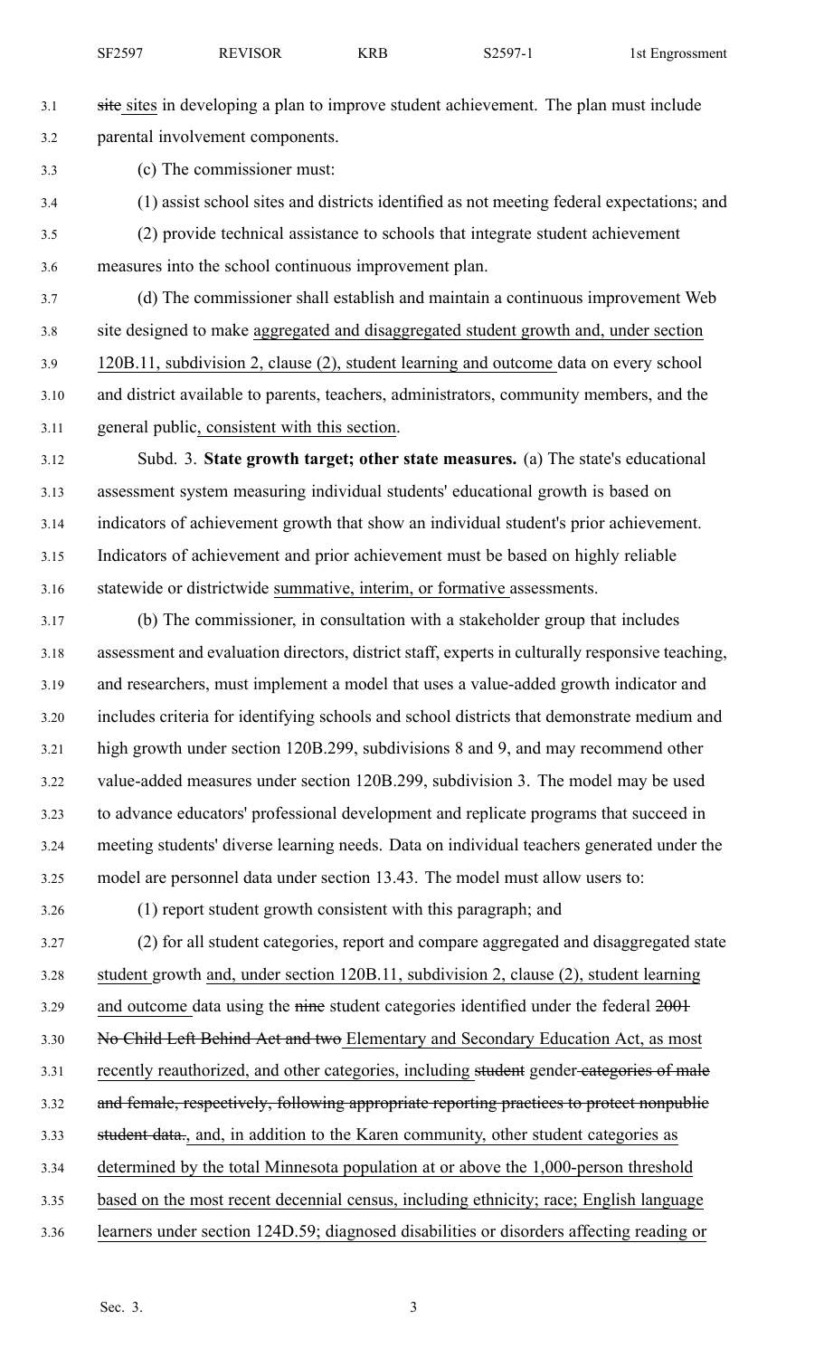site sites in developing a plan to improve student achievement. The plan must include parental involvement components.

(c) The commissioner must:

(1) assist school sites and districts identified as not meeting federal expectations; and

(2) provide technical assistance to schools that integrate student achievement measures into the school continuous improvement plan.

(d) The commissioner shall establish and maintain a continuous improvement Web site designed to make aggregated and disaggregated student growth and, under section 120B.11, subdivision 2, clause (2), student learning and outcome data on every school and district available to parents, teachers, administrators, community members, and the general public, consistent with this section.

Subd. 3. **State growth target; other state measures.** (a) The state's educational assessment system measuring individual students' educational growth is based on indicators of achievement growth that show an individual student's prior achievement. Indicators of achievement and prior achievement must be based on highly reliable statewide or districtwide summative, interim, or formative assessments.

(b) The commissioner, in consultation with a stakeholder group that includes assessment and evaluation directors, district staff, experts in culturally responsive teaching, and researchers, must implement a model that uses a value-added growth indicator and includes criteria for identifying schools and school districts that demonstrate medium and high growth under section 120B.299, subdivisions 8 and 9, and may recommend other value-added measures under section 120B.299, subdivision 3. The model may be used to advance educators' professional development and replicate programs that succeed in meeting students' diverse learning needs. Data on individual teachers generated under the model are personnel data under section 13.43. The model must allow users to:

(1) report student growth consistent with this paragraph; and

(2) for all student categories, report and compare aggregated and disaggregated state student growth and, under section 120B.11, subdivision 2, clause (2), student learning and outcome data using the ~~nine~~ student categories identified under the federal ~~2001 No Child Left Behind Act and two~~ Elementary and Secondary Education Act, as most recently reauthorized, and other categories, including ~~student~~ gender ~~categories of male and female, respectively, following appropriate reporting practices to protect nonpublic student data.~~, and, in addition to the Karen community, other student categories as determined by the total Minnesota population at or above the 1,000-person threshold based on the most recent decennial census, including ethnicity; race; English language learners under section 124D.59; diagnosed disabilities or disorders affecting reading or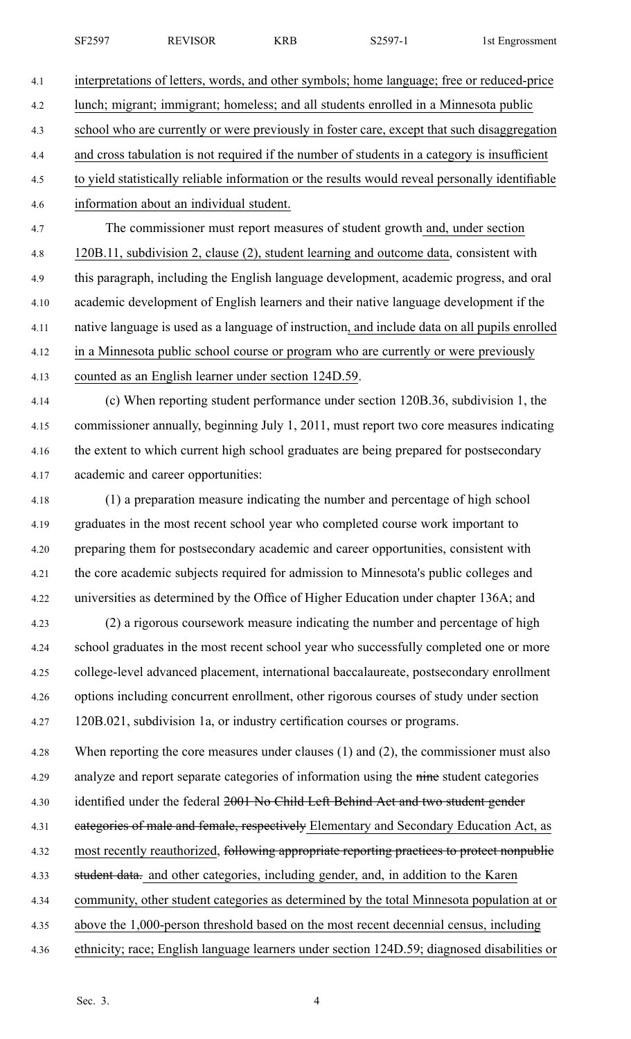interpretations of letters, words, and other symbols; home language; free or reduced-price lunch; migrant; immigrant; homeless; and all students enrolled in a Minnesota public school who are currently or were previously in foster care, except that such disaggregation and cross tabulation is not required if the number of students in a category is insufficient to yield statistically reliable information or the results would reveal personally identifiable information about an individual student.

The commissioner must report measures of student growth and, under section 120B.11, subdivision 2, clause (2), student learning and outcome data, consistent with this paragraph, including the English language development, academic progress, and oral academic development of English learners and their native language development if the native language is used as a language of instruction, and include data on all pupils enrolled in a Minnesota public school course or program who are currently or were previously counted as an English learner under section 124D.59.

(c) When reporting student performance under section 120B.36, subdivision 1, the commissioner annually, beginning July 1, 2011, must report two core measures indicating the extent to which current high school graduates are being prepared for postsecondary academic and career opportunities:

(1) a preparation measure indicating the number and percentage of high school graduates in the most recent school year who completed course work important to preparing them for postsecondary academic and career opportunities, consistent with the core academic subjects required for admission to Minnesota's public colleges and universities as determined by the Office of Higher Education under chapter 136A; and

(2) a rigorous coursework measure indicating the number and percentage of high school graduates in the most recent school year who successfully completed one or more college-level advanced placement, international baccalaureate, postsecondary enrollment options including concurrent enrollment, other rigorous courses of study under section 120B.021, subdivision 1a, or industry certification courses or programs.

When reporting the core measures under clauses (1) and (2), the commissioner must also analyze and report separate categories of information using the ~~nine~~ student categories identified under the federal ~~2001 No Child Left Behind Act and two student gender categories of male and female, respectively~~ Elementary and Secondary Education Act, as most recently reauthorized, ~~following appropriate reporting practices to protect nonpublic student data.~~ and other categories, including gender, and, in addition to the Karen community, other student categories as determined by the total Minnesota population at or above the 1,000-person threshold based on the most recent decennial census, including ethnicity; race; English language learners under section 124D.59; diagnosed disabilities or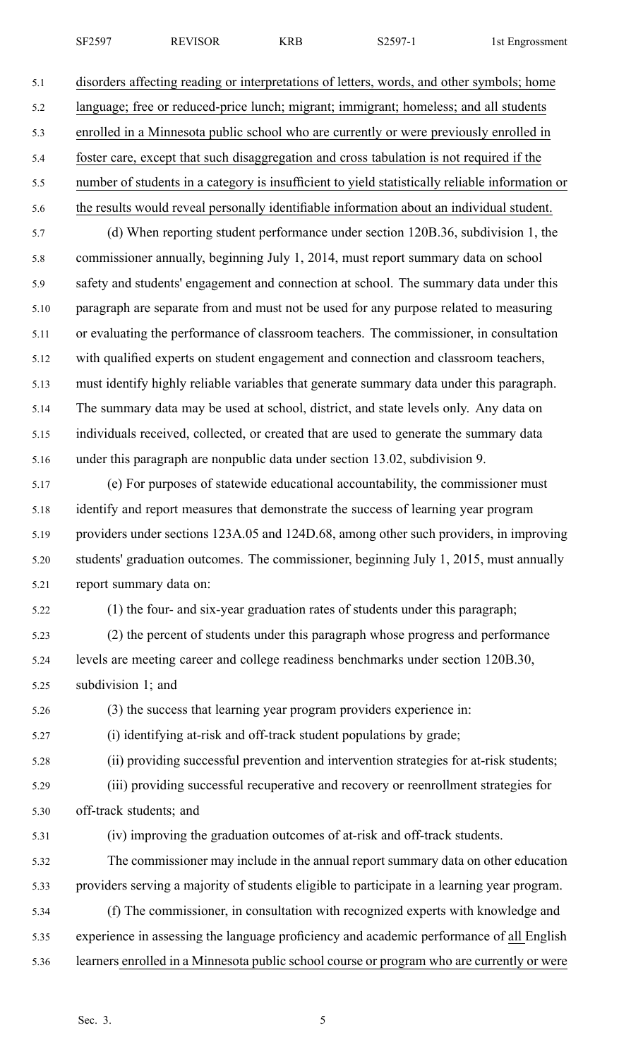disorders affecting reading or interpretations of letters, words, and other symbols; home language; free or reduced-price lunch; migrant; immigrant; homeless; and all students enrolled in a Minnesota public school who are currently or were previously enrolled in foster care, except that such disaggregation and cross tabulation is not required if the number of students in a category is insufficient to yield statistically reliable information or the results would reveal personally identifiable information about an individual student.

(d) When reporting student performance under section 120B.36, subdivision 1, the commissioner annually, beginning July 1, 2014, must report summary data on school safety and students' engagement and connection at school. The summary data under this paragraph are separate from and must not be used for any purpose related to measuring or evaluating the performance of classroom teachers. The commissioner, in consultation with qualified experts on student engagement and connection and classroom teachers, must identify highly reliable variables that generate summary data under this paragraph. The summary data may be used at school, district, and state levels only. Any data on individuals received, collected, or created that are used to generate the summary data under this paragraph are nonpublic data under section 13.02, subdivision 9.

(e) For purposes of statewide educational accountability, the commissioner must identify and report measures that demonstrate the success of learning year program providers under sections 123A.05 and 124D.68, among other such providers, in improving students' graduation outcomes. The commissioner, beginning July 1, 2015, must annually report summary data on:

(1) the four- and six-year graduation rates of students under this paragraph;

(2) the percent of students under this paragraph whose progress and performance levels are meeting career and college readiness benchmarks under section 120B.30, subdivision 1; and

(3) the success that learning year program providers experience in:

(i) identifying at-risk and off-track student populations by grade;

(ii) providing successful prevention and intervention strategies for at-risk students;

(iii) providing successful recuperative and recovery or reenrollment strategies for off-track students; and

(iv) improving the graduation outcomes of at-risk and off-track students.

The commissioner may include in the annual report summary data on other education providers serving a majority of students eligible to participate in a learning year program.

(f) The commissioner, in consultation with recognized experts with knowledge and experience in assessing the language proficiency and academic performance of all English learners enrolled in a Minnesota public school course or program who are currently or were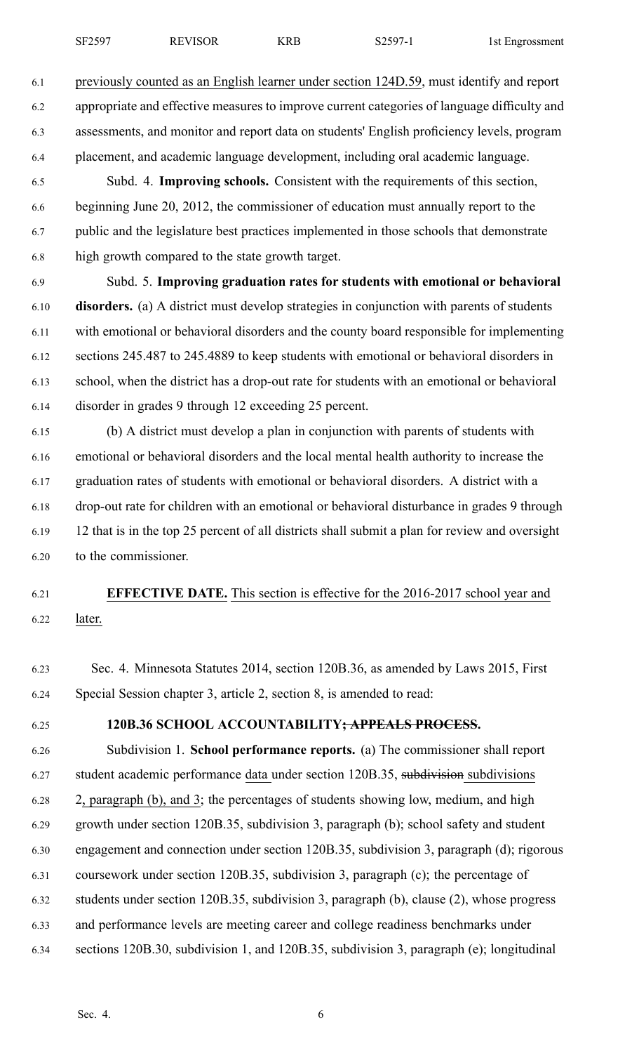previously counted as an English learner under section 124D.59, must identify and report appropriate and effective measures to improve current categories of language difficulty and assessments, and monitor and report data on students' English proficiency levels, program placement, and academic language development, including oral academic language.

Subd. 4. **Improving schools.** Consistent with the requirements of this section, beginning June 20, 2012, the commissioner of education must annually report to the public and the legislature best practices implemented in those schools that demonstrate high growth compared to the state growth target.

Subd. 5. **Improving graduation rates for students with emotional or behavioral disorders.** (a) A district must develop strategies in conjunction with parents of students with emotional or behavioral disorders and the county board responsible for implementing sections 245.487 to 245.4889 to keep students with emotional or behavioral disorders in school, when the district has a drop-out rate for students with an emotional or behavioral disorder in grades 9 through 12 exceeding 25 percent.

(b) A district must develop a plan in conjunction with parents of students with emotional or behavioral disorders and the local mental health authority to increase the graduation rates of students with emotional or behavioral disorders. A district with a drop-out rate for children with an emotional or behavioral disturbance in grades 9 through 12 that is in the top 25 percent of all districts shall submit a plan for review and oversight to the commissioner.

**EFFECTIVE DATE.** This section is effective for the 2016-2017 school year and later.

Sec. 4. Minnesota Statutes 2014, section 120B.36, as amended by Laws 2015, First Special Session chapter 3, article 2, section 8, is amended to read:

**120B.36 SCHOOL ACCOUNTABILITY~~; APPEALS PROCESS~~.**

Subdivision 1. **School performance reports.** (a) The commissioner shall report student academic performance data under section 120B.35, ~~subdivision~~ subdivisions 2, paragraph (b), and 3; the percentages of students showing low, medium, and high growth under section 120B.35, subdivision 3, paragraph (b); school safety and student engagement and connection under section 120B.35, subdivision 3, paragraph (d); rigorous coursework under section 120B.35, subdivision 3, paragraph (c); the percentage of students under section 120B.35, subdivision 3, paragraph (b), clause (2), whose progress and performance levels are meeting career and college readiness benchmarks under sections 120B.30, subdivision 1, and 120B.35, subdivision 3, paragraph (e); longitudinal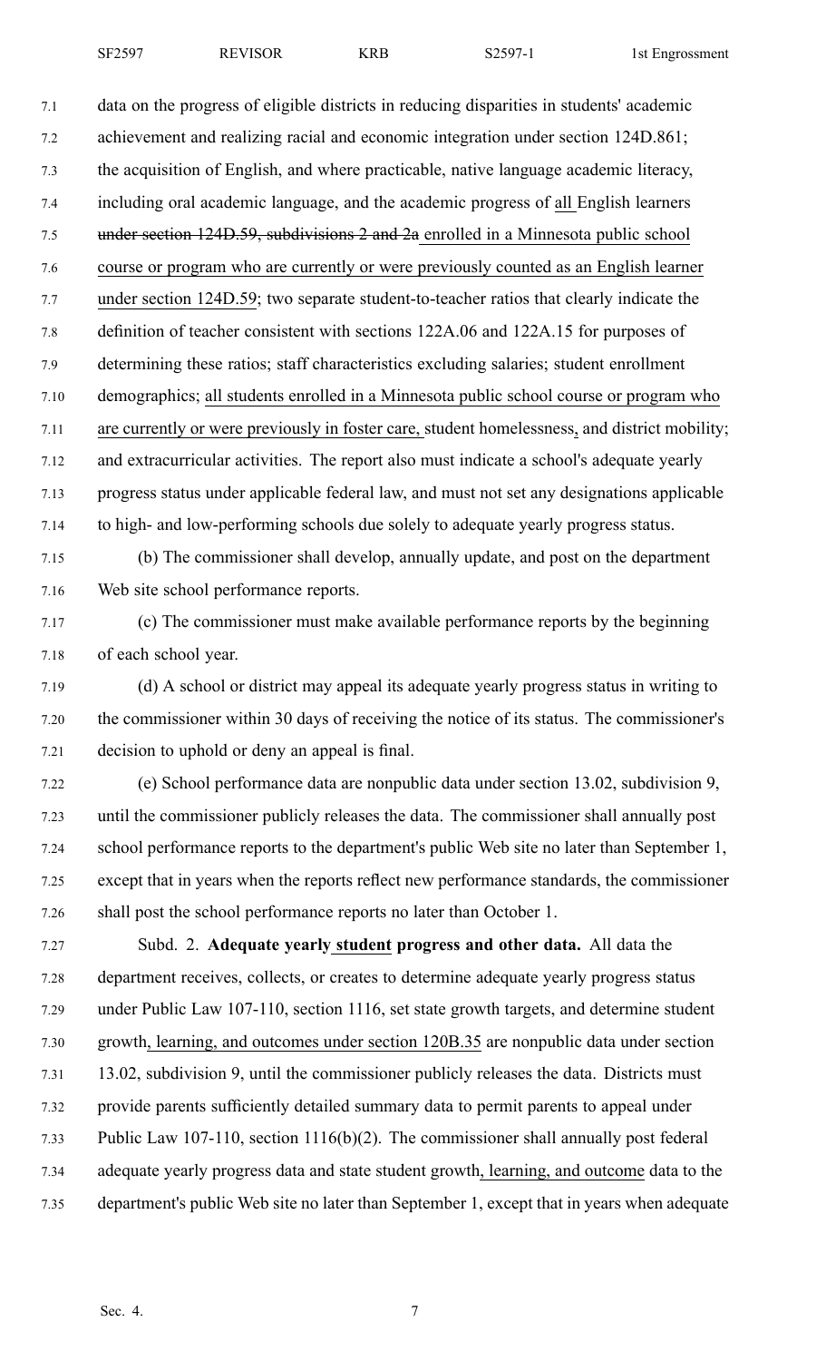data on the progress of eligible districts in reducing disparities in students' academic achievement and realizing racial and economic integration under section 124D.861; the acquisition of English, and where practicable, native language academic literacy, including oral academic language, and the academic progress of all English learners ~~under section 124D.59, subdivisions 2 and 2a~~ enrolled in a Minnesota public school course or program who are currently or were previously counted as an English learner under section 124D.59; two separate student-to-teacher ratios that clearly indicate the definition of teacher consistent with sections 122A.06 and 122A.15 for purposes of determining these ratios; staff characteristics excluding salaries; student enrollment demographics; all students enrolled in a Minnesota public school course or program who are currently or were previously in foster care, student homelessness, and district mobility; and extracurricular activities. The report also must indicate a school's adequate yearly progress status under applicable federal law, and must not set any designations applicable to high- and low-performing schools due solely to adequate yearly progress status.

(b) The commissioner shall develop, annually update, and post on the department Web site school performance reports.

(c) The commissioner must make available performance reports by the beginning of each school year.

(d) A school or district may appeal its adequate yearly progress status in writing to the commissioner within 30 days of receiving the notice of its status. The commissioner's decision to uphold or deny an appeal is final.

(e) School performance data are nonpublic data under section 13.02, subdivision 9, until the commissioner publicly releases the data. The commissioner shall annually post school performance reports to the department's public Web site no later than September 1, except that in years when the reports reflect new performance standards, the commissioner shall post the school performance reports no later than October 1.

Subd. 2. **Adequate yearly student progress and other data.** All data the department receives, collects, or creates to determine adequate yearly progress status under Public Law 107-110, section 1116, set state growth targets, and determine student growth, learning, and outcomes under section 120B.35 are nonpublic data under section 13.02, subdivision 9, until the commissioner publicly releases the data. Districts must provide parents sufficiently detailed summary data to permit parents to appeal under Public Law 107-110, section 1116(b)(2). The commissioner shall annually post federal adequate yearly progress data and state student growth, learning, and outcome data to the department's public Web site no later than September 1, except that in years when adequate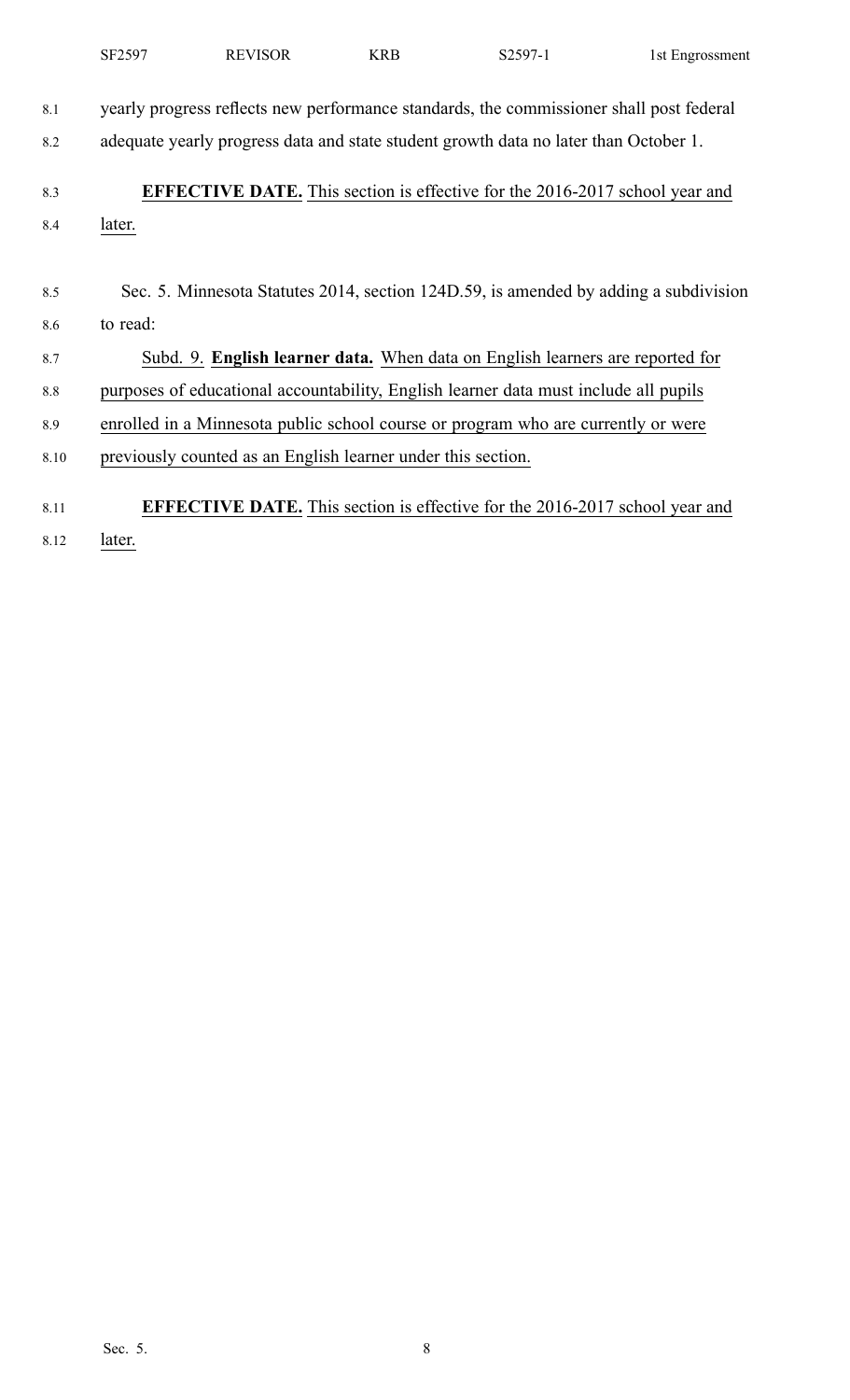yearly progress reflects new performance standards, the commissioner shall post federal adequate yearly progress data and state student growth data no later than October 1.

**EFFECTIVE DATE.** This section is effective for the 2016-2017 school year and later.

Sec. 5. Minnesota Statutes 2014, section 124D.59, is amended by adding a subdivision to read:

Subd. 9. **English learner data.** When data on English learners are reported for purposes of educational accountability, English learner data must include all pupils enrolled in a Minnesota public school course or program who are currently or were previously counted as an English learner under this section.

**EFFECTIVE DATE.** This section is effective for the 2016-2017 school year and later.